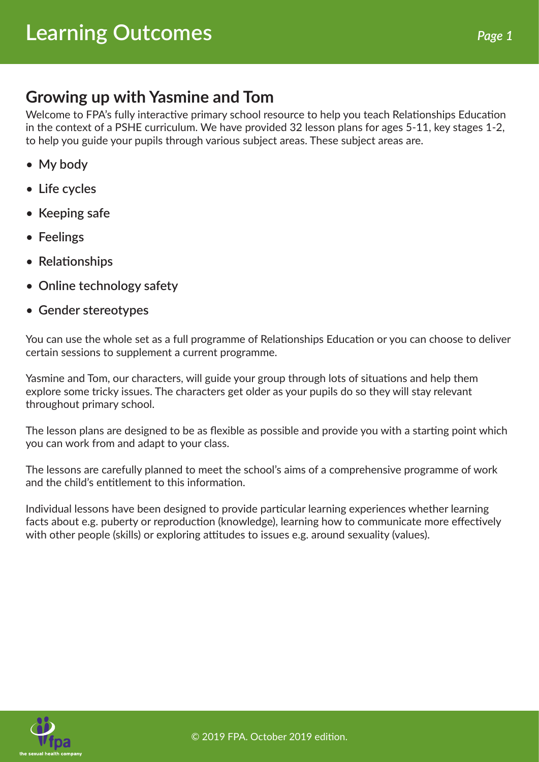# Learning Outcomes

## Growing up with Yasmine and Tom

Welcome to FPA's fully interactive primary school resource to help you teach Relationships Education in the context of a PSHE curriculum. We have provided 32 lesson plans for ages 5-11, key stages 1-2, to help you guide your pupils through various subject areas. These subject areas are.

- **My body**
- **Life cycles**
- **Keeping safe**
- **Feelings**
- **Relationships**
- **Online technology safety**
- **Gender stereotypes**

You can use the whole set as a full programme of Relationships Education or you can choose to deliver certain sessions to supplement a current programme.

Yasmine and Tom, our characters, will guide your group through lots of situations and help them explore some tricky issues. The characters get older as your pupils do so they will stay relevant throughout primary school.

The lesson plans are designed to be as flexible as possible and provide you with a starting point which you can work from and adapt to your class.

The lessons are carefully planned to meet the school's aims of a comprehensive programme of work and the child's entitlement to this information.

Individual lessons have been designed to provide particular learning experiences whether learning facts about e.g. puberty or reproduction (knowledge), learning how to communicate more effectively with other people (skills) or exploring attitudes to issues e.g. around sexuality (values).

© 2019 FPA. October 2019 edition.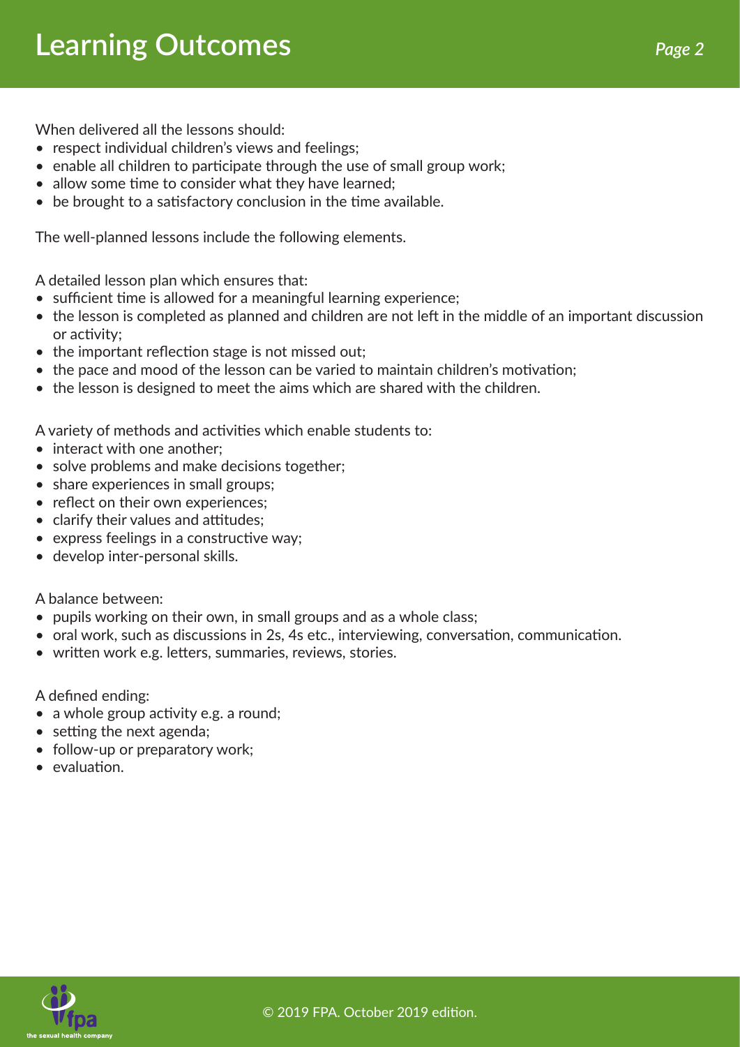# Learning Outcomes

When delivered all the lessons should:

- respect individual children's views and feelings;
- enable all children to participate through the use of small group work;
- allow some time to consider what they have learned;
- be brought to a satisfactory conclusion in the time available.

The well-planned lessons include the following elements.

A detailed lesson plan which ensures that:

- sufficient time is allowed for a meaningful learning experience;
- the lesson is completed as planned and children are not left in the middle of an important discussion or activity;
- the important reflection stage is not missed out;
- the pace and mood of the lesson can be varied to maintain children's motivation;
- the lesson is designed to meet the aims which are shared with the children.

A variety of methods and activities which enable students to:

- interact with one another;
- solve problems and make decisions together;
- share experiences in small groups;
- reflect on their own experiences;
- clarify their values and attitudes;
- express feelings in a constructive way;
- develop inter-personal skills.

A balance between:

- pupils working on their own, in small groups and as a whole class;
- oral work, such as discussions in 2s, 4s etc., interviewing, conversation, communication.
- written work e.g. letters, summaries, reviews, stories.

A defined ending:

- a whole group activity e.g. a round;
- setting the next agenda;
- follow-up or preparatory work;
- evaluation.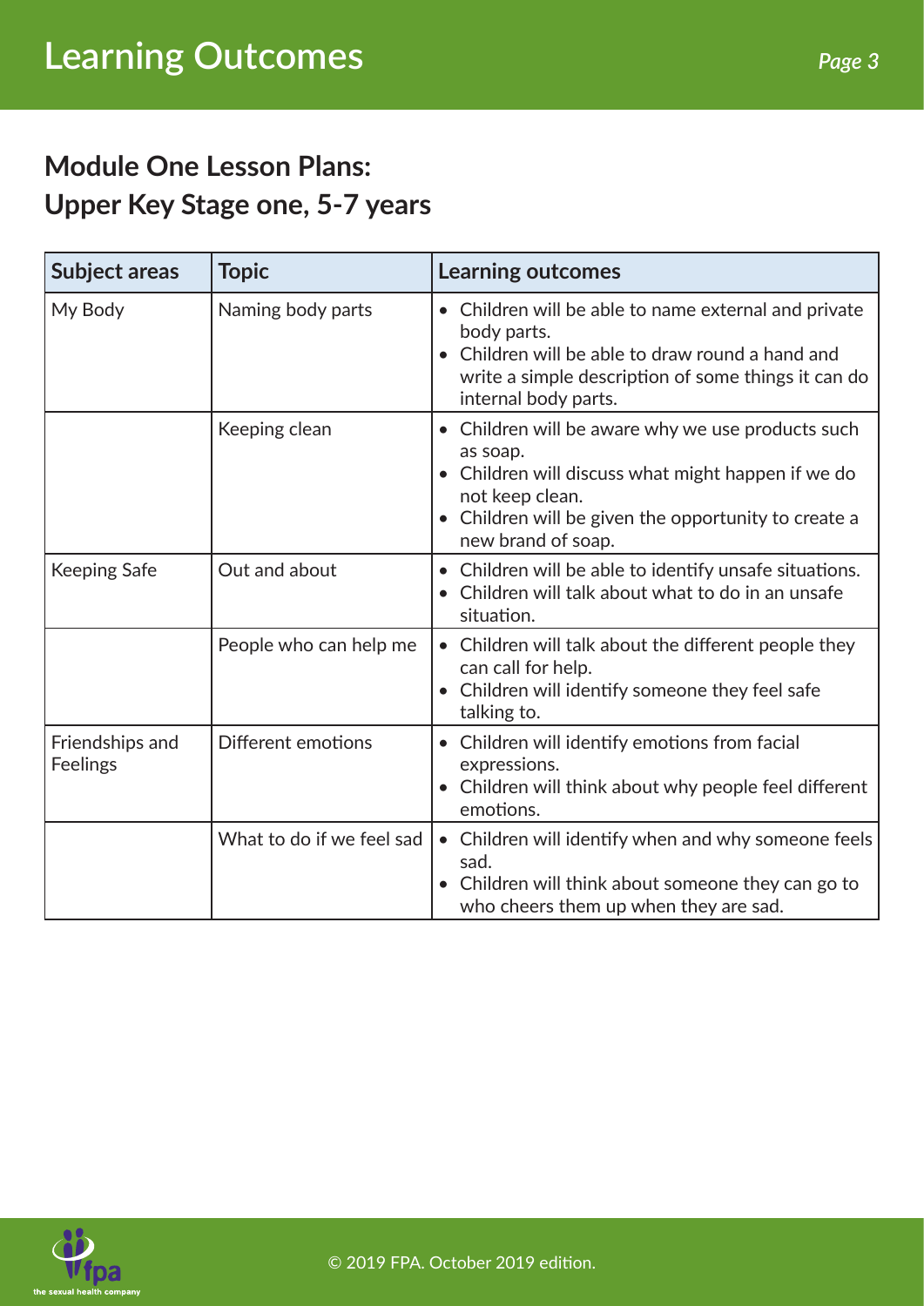# Learning Outcomes

## Module One Lesson Plans: Upper Key Stage one, 5-7 years

| Subject areas | Topic | Learning outcomes |
| --- | --- | --- |
| My Body | Naming body parts | • Children will be able to name external and private body parts.<br>• Children will be able to draw round a hand and write a simple description of some things it can do internal body parts. |
| | Keeping clean | • Children will be aware why we use products such as soap.<br>• Children will discuss what might happen if we do not keep clean.<br>• Children will be given the opportunity to create a new brand of soap. |
| Keeping Safe | Out and about | • Children will be able to identify unsafe situations.<br>• Children will talk about what to do in an unsafe situation. |
| | People who can help me | • Children will talk about the different people they can call for help.<br>• Children will identify someone they feel safe talking to. |
| Friendships and Feelings | Different emotions | • Children will identify emotions from facial expressions.<br>• Children will think about why people feel different emotions. |
| | What to do if we feel sad | • Children will identify when and why someone feels sad.<br>• Children will think about someone they can go to who cheers them up when they are sad. |

© 2019 FPA. October 2019 edition.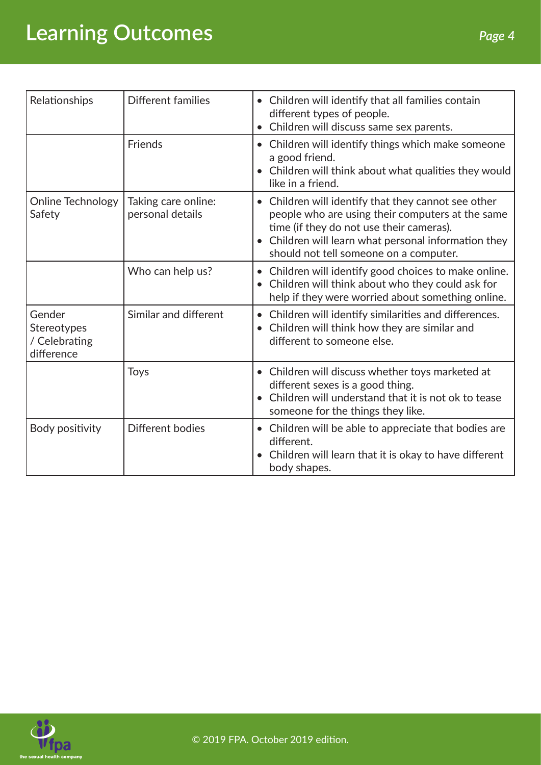# Learning Outcomes

| | | |
|---|---|---|
| Relationships | Different families | • Children will identify that all families contain different types of people.<br>• Children will discuss same sex parents. |
| | Friends | • Children will identify things which make someone a good friend.<br>• Children will think about what qualities they would like in a friend. |
| Online Technology Safety | Taking care online: personal details | • Children will identify that they cannot see other people who are using their computers at the same time (if they do not use their cameras).<br>• Children will learn what personal information they should not tell someone on a computer. |
| | Who can help us? | • Children will identify good choices to make online.<br>• Children will think about who they could ask for help if they were worried about something online. |
| Gender Stereotypes / Celebrating difference | Similar and different | • Children will identify similarities and differences.<br>• Children will think how they are similar and different to someone else. |
| | Toys | • Children will discuss whether toys marketed at different sexes is a good thing.<br>• Children will understand that it is not ok to tease someone for the things they like. |
| Body positivity | Different bodies | • Children will be able to appreciate that bodies are different.<br>• Children will learn that it is okay to have different body shapes. |

© 2019 FPA. October 2019 edition.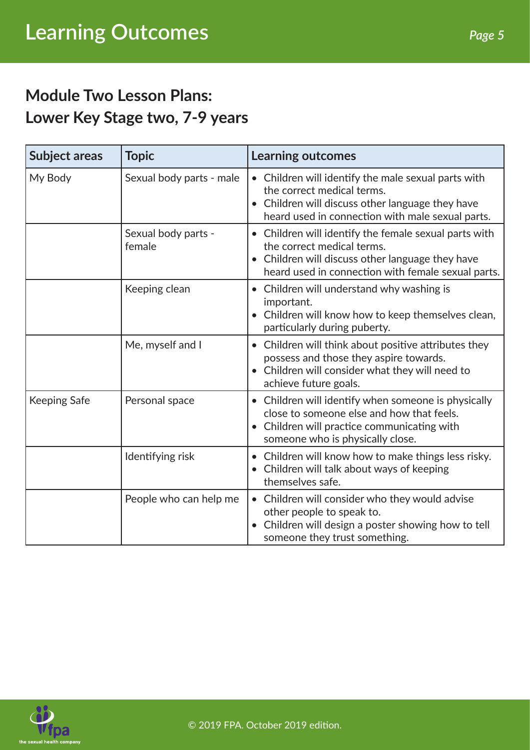# Learning Outcomes

## Module Two Lesson Plans:
## Lower Key Stage two, 7-9 years

| Subject areas | Topic | Learning outcomes |
|---|---|---|
| My Body | Sexual body parts - male | • Children will identify the male sexual parts with the correct medical terms.<br>• Children will discuss other language they have heard used in connection with male sexual parts. |
| | Sexual body parts - female | • Children will identify the female sexual parts with the correct medical terms.<br>• Children will discuss other language they have heard used in connection with female sexual parts. |
| | Keeping clean | • Children will understand why washing is important.<br>• Children will know how to keep themselves clean, particularly during puberty. |
| | Me, myself and I | • Children will think about positive attributes they possess and those they aspire towards.<br>• Children will consider what they will need to achieve future goals. |
| Keeping Safe | Personal space | • Children will identify when someone is physically close to someone else and how that feels.<br>• Children will practice communicating with someone who is physically close. |
| | Identifying risk | • Children will know how to make things less risky.<br>• Children will talk about ways of keeping themselves safe. |
| | People who can help me | • Children will consider who they would advise other people to speak to.<br>• Children will design a poster showing how to tell someone they trust something. |

© 2019 FPA. October 2019 edition.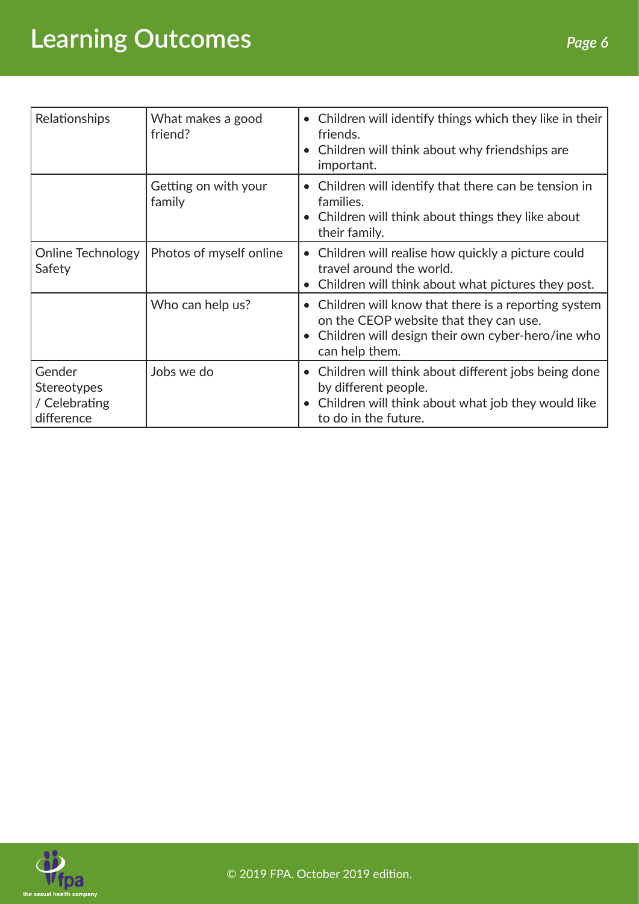# Learning Outcomes

| | | |
|---|---|---|
| Relationships | What makes a good friend? | • Children will identify things which they like in their friends.<br>• Children will think about why friendships are important. |
| | Getting on with your family | • Children will identify that there can be tension in families.<br>• Children will think about things they like about their family. |
| Online Technology Safety | Photos of myself online | • Children will realise how quickly a picture could travel around the world.<br>• Children will think about what pictures they post. |
| | Who can help us? | • Children will know that there is a reporting system on the CEOP website that they can use.<br>• Children will design their own cyber-hero/ine who can help them. |
| Gender Stereotypes / Celebrating difference | Jobs we do | • Children will think about different jobs being done by different people.<br>• Children will think about what job they would like to do in the future. |

© 2019 FPA. October 2019 edition.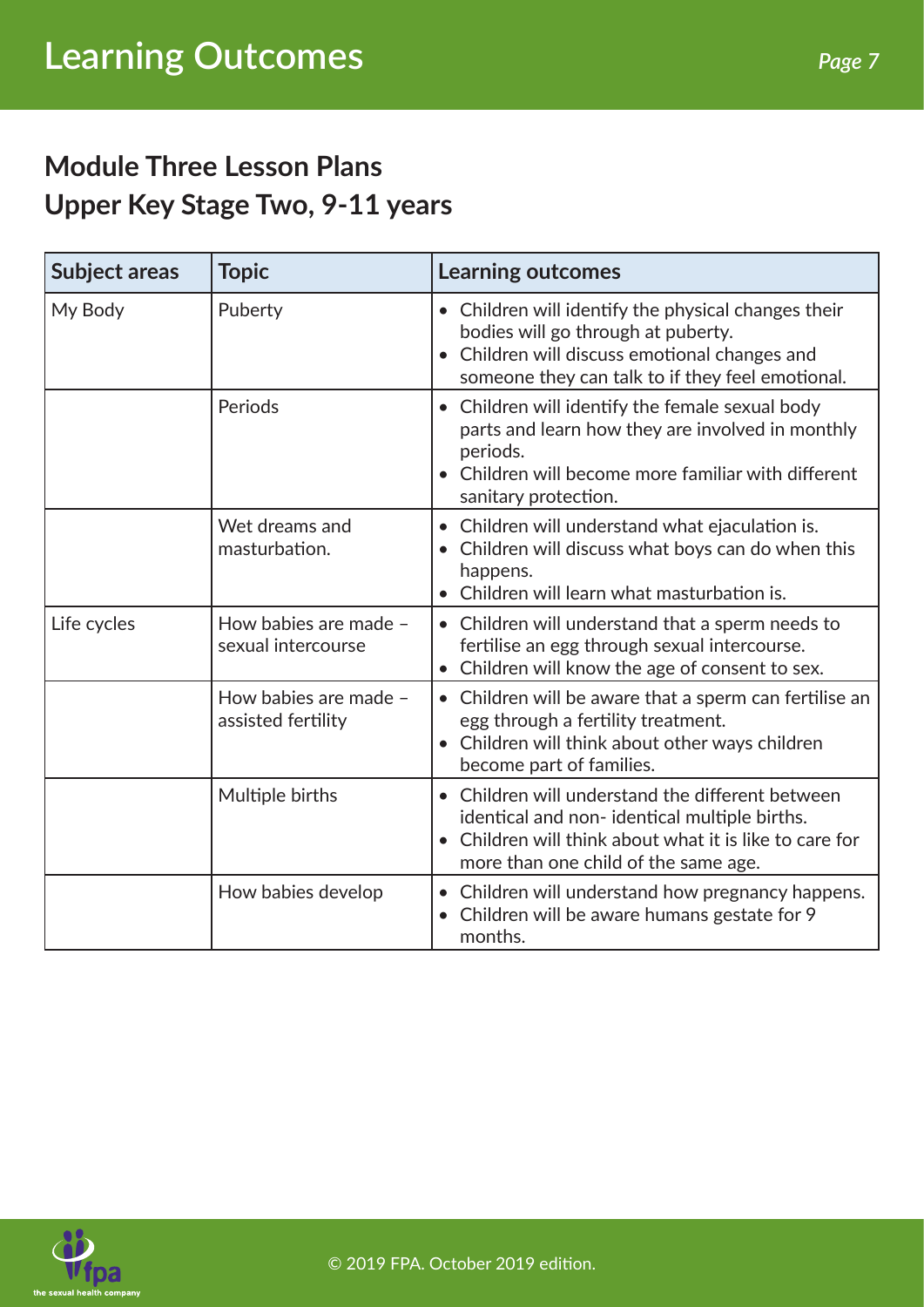# Learning Outcomes

## Module Three Lesson Plans
## Upper Key Stage Two, 9-11 years

| Subject areas | Topic | Learning outcomes |
|---|---|---|
| My Body | Puberty | • Children will identify the physical changes their bodies will go through at puberty.<br>• Children will discuss emotional changes and someone they can talk to if they feel emotional. |
| | Periods | • Children will identify the female sexual body parts and learn how they are involved in monthly periods.<br>• Children will become more familiar with different sanitary protection. |
| | Wet dreams and masturbation. | • Children will understand what ejaculation is.<br>• Children will discuss what boys can do when this happens.<br>• Children will learn what masturbation is. |
| Life cycles | How babies are made – sexual intercourse | • Children will understand that a sperm needs to fertilise an egg through sexual intercourse.<br>• Children will know the age of consent to sex. |
| | How babies are made – assisted fertility | • Children will be aware that a sperm can fertilise an egg through a fertility treatment.<br>• Children will think about other ways children become part of families. |
| | Multiple births | • Children will understand the different between identical and non- identical multiple births.<br>• Children will think about what it is like to care for more than one child of the same age. |
| | How babies develop | • Children will understand how pregnancy happens.<br>• Children will be aware humans gestate for 9 months. |

© 2019 FPA. October 2019 edition.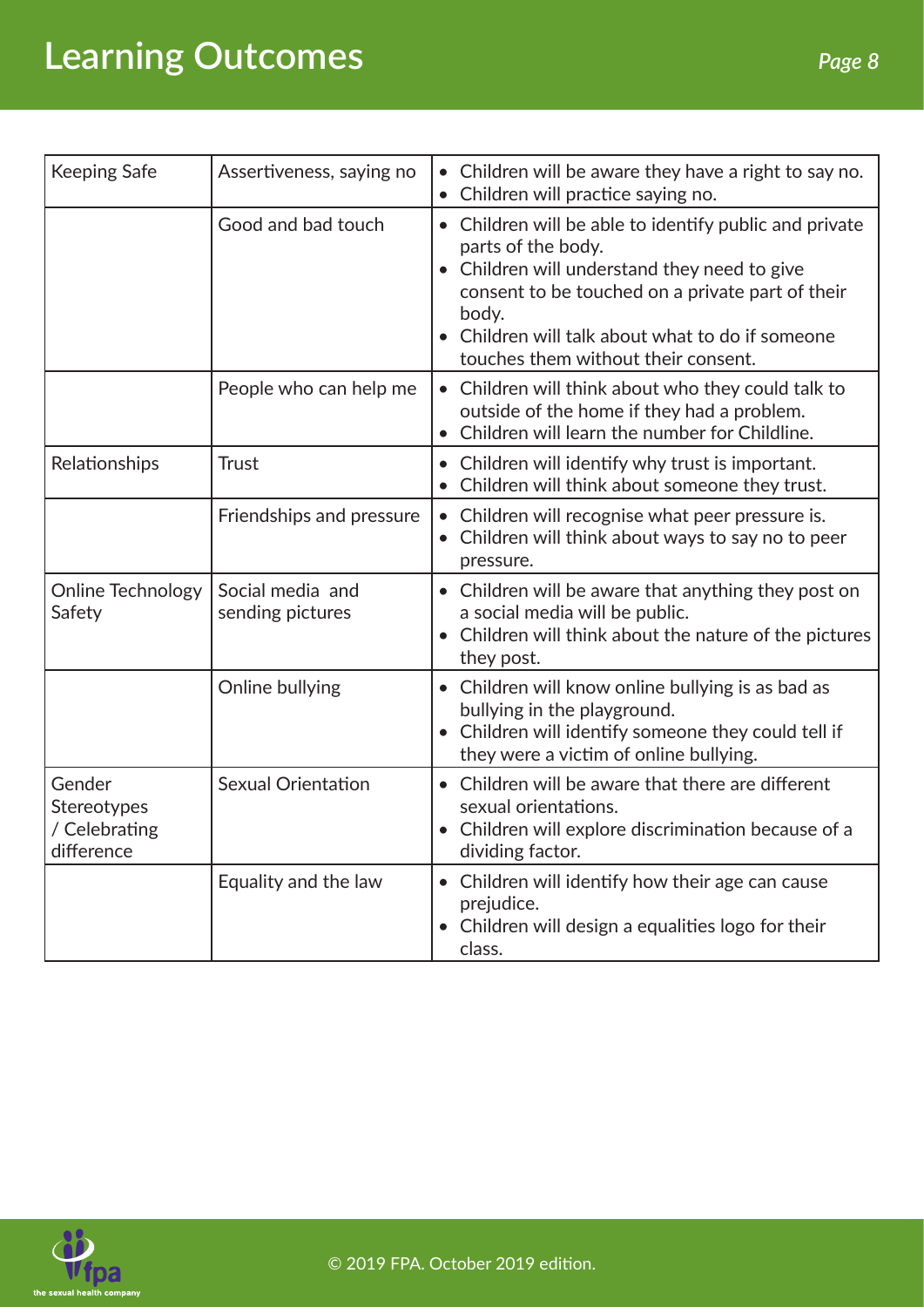# Learning Outcomes

| | | |
|---|---|---|
| Keeping Safe | Assertiveness, saying no | • Children will be aware they have a right to say no.<br>• Children will practice saying no. |
| | Good and bad touch | • Children will be able to identify public and private parts of the body.<br>• Children will understand they need to give consent to be touched on a private part of their body.<br>• Children will talk about what to do if someone touches them without their consent. |
| | People who can help me | • Children will think about who they could talk to outside of the home if they had a problem.<br>• Children will learn the number for Childline. |
| Relationships | Trust | • Children will identify why trust is important.<br>• Children will think about someone they trust. |
| | Friendships and pressure | • Children will recognise what peer pressure is.<br>• Children will think about ways to say no to peer pressure. |
| Online Technology Safety | Social media and sending pictures | • Children will be aware that anything they post on a social media will be public.<br>• Children will think about the nature of the pictures they post. |
| | Online bullying | • Children will know online bullying is as bad as bullying in the playground.<br>• Children will identify someone they could tell if they were a victim of online bullying. |
| Gender Stereotypes / Celebrating difference | Sexual Orientation | • Children will be aware that there are different sexual orientations.<br>• Children will explore discrimination because of a dividing factor. |
| | Equality and the law | • Children will identify how their age can cause prejudice.<br>• Children will design a equalities logo for their class. |

© 2019 FPA. October 2019 edition.